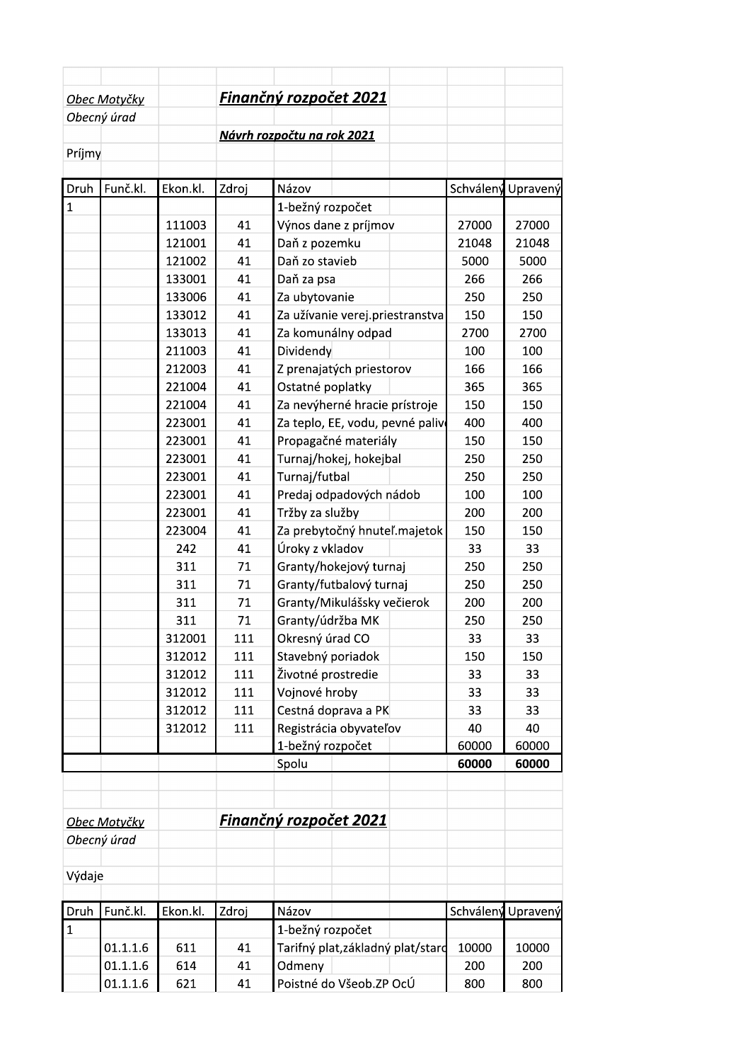Obec Motyčky

Obecný úrad

## Finančný rozpočet 2021

**Návrh rozpočtu na rok 2021**

Príjmy

| Druh | Funč.kl. | Ekon.kl. | Zdroj | Názov | Schválený | Upravený |
|---|---|---|---|---|---|---|
| 1 | | | | 1-bežný rozpočet | | |
| | | 111003 | 41 | Výnos dane z príjmov | 27000 | 27000 |
| | | 121001 | 41 | Daň z pozemku | 21048 | 21048 |
| | | 121002 | 41 | Daň zo stavieb | 5000 | 5000 |
| | | 133001 | 41 | Daň za psa | 266 | 266 |
| | | 133006 | 41 | Za ubytovanie | 250 | 250 |
| | | 133012 | 41 | Za užívanie verej.priestranstva | 150 | 150 |
| | | 133013 | 41 | Za komunálny odpad | 2700 | 2700 |
| | | 211003 | 41 | Dividendy | 100 | 100 |
| | | 212003 | 41 | Z prenajatých priestorov | 166 | 166 |
| | | 221004 | 41 | Ostatné poplatky | 365 | 365 |
| | | 221004 | 41 | Za nevýherné hracie prístroje | 150 | 150 |
| | | 223001 | 41 | Za teplo, EE, vodu, pevné paliv | 400 | 400 |
| | | 223001 | 41 | Propagačné materiály | 150 | 150 |
| | | 223001 | 41 | Turnaj/hokej, hokejbal | 250 | 250 |
| | | 223001 | 41 | Turnaj/futbal | 250 | 250 |
| | | 223001 | 41 | Predaj odpadových nádob | 100 | 100 |
| | | 223001 | 41 | Tržby za služby | 200 | 200 |
| | | 223004 | 41 | Za prebytočný hnuteľ.majetok | 150 | 150 |
| | | 242 | 41 | Úroky z vkladov | 33 | 33 |
| | | 311 | 71 | Granty/hokejový turnaj | 250 | 250 |
| | | 311 | 71 | Granty/futbalový turnaj | 250 | 250 |
| | | 311 | 71 | Granty/Mikulášsky večierok | 200 | 200 |
| | | 311 | 71 | Granty/údržba MK | 250 | 250 |
| | | 312001 | 111 | Okresný úrad CO | 33 | 33 |
| | | 312012 | 111 | Stavebný poriadok | 150 | 150 |
| | | 312012 | 111 | Životné prostredie | 33 | 33 |
| | | 312012 | 111 | Vojnové hroby | 33 | 33 |
| | | 312012 | 111 | Cestná doprava a PK | 33 | 33 |
| | | 312012 | 111 | Registrácia obyvateľov | 40 | 40 |
| | | | | 1-bežný rozpočet | 60000 | 60000 |
| | | | | Spolu | **60000** | **60000** |

Obec Motyčky

Obecný úrad

## Finančný rozpočet 2021

Výdaje

| Druh | Funč.kl. | Ekon.kl. | Zdroj | Názov | Schválený | Upravený |
|---|---|---|---|---|---|---|
| 1 | | | | 1-bežný rozpočet | | |
| | 01.1.1.6 | 611 | 41 | Tarifný plat,základný plat/staro | 10000 | 10000 |
| | 01.1.1.6 | 614 | 41 | Odmeny | 200 | 200 |
| | 01.1.1.6 | 621 | 41 | Poistné do Všeob.ZP OcÚ | 800 | 800 |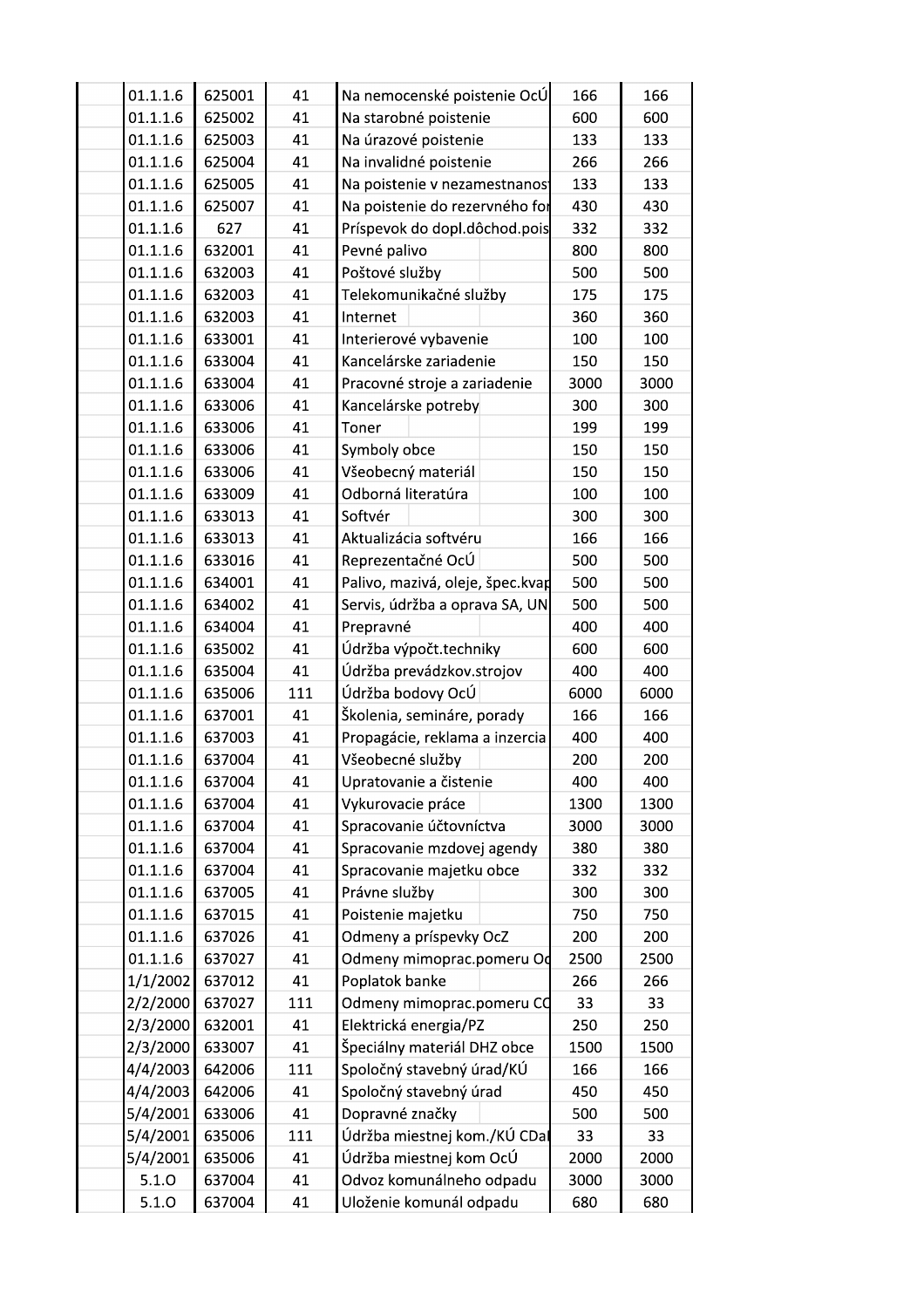| | | | | | |
|---|---|---|---|---|---|
| 01.1.1.6 | 625001 | 41 | Na nemocenské poistenie OcÚ | 166 | 166 |
| 01.1.1.6 | 625002 | 41 | Na starobné poistenie | 600 | 600 |
| 01.1.1.6 | 625003 | 41 | Na úrazové poistenie | 133 | 133 |
| 01.1.1.6 | 625004 | 41 | Na invalidné poistenie | 266 | 266 |
| 01.1.1.6 | 625005 | 41 | Na poistenie v nezamestnanos | 133 | 133 |
| 01.1.1.6 | 625007 | 41 | Na poistenie do rezervného fo | 430 | 430 |
| 01.1.1.6 | 627 | 41 | Príspevok do dopl.dôchod.pois | 332 | 332 |
| 01.1.1.6 | 632001 | 41 | Pevné palivo | 800 | 800 |
| 01.1.1.6 | 632003 | 41 | Poštové služby | 500 | 500 |
| 01.1.1.6 | 632003 | 41 | Telekomunikačné služby | 175 | 175 |
| 01.1.1.6 | 632003 | 41 | Internet | 360 | 360 |
| 01.1.1.6 | 633001 | 41 | Interierové vybavenie | 100 | 100 |
| 01.1.1.6 | 633004 | 41 | Kancelárske zariadenie | 150 | 150 |
| 01.1.1.6 | 633004 | 41 | Pracovné stroje a zariadenie | 3000 | 3000 |
| 01.1.1.6 | 633006 | 41 | Kancelárske potreby | 300 | 300 |
| 01.1.1.6 | 633006 | 41 | Toner | 199 | 199 |
| 01.1.1.6 | 633006 | 41 | Symboly obce | 150 | 150 |
| 01.1.1.6 | 633006 | 41 | Všeobecný materiál | 150 | 150 |
| 01.1.1.6 | 633009 | 41 | Odborná literatúra | 100 | 100 |
| 01.1.1.6 | 633013 | 41 | Softvér | 300 | 300 |
| 01.1.1.6 | 633013 | 41 | Aktualizácia softvéru | 166 | 166 |
| 01.1.1.6 | 633016 | 41 | Reprezentačné OcÚ | 500 | 500 |
| 01.1.1.6 | 634001 | 41 | Palivo, mazivá, oleje, špec.kvap | 500 | 500 |
| 01.1.1.6 | 634002 | 41 | Servis, údržba a oprava SA, UN | 500 | 500 |
| 01.1.1.6 | 634004 | 41 | Prepravné | 400 | 400 |
| 01.1.1.6 | 635002 | 41 | Údržba výpočt.techniky | 600 | 600 |
| 01.1.1.6 | 635004 | 41 | Údržba prevádzkov.strojov | 400 | 400 |
| 01.1.1.6 | 635006 | 111 | Údržba bodovy OcÚ | 6000 | 6000 |
| 01.1.1.6 | 637001 | 41 | Školenia, semináre, porady | 166 | 166 |
| 01.1.1.6 | 637003 | 41 | Propagácie, reklama a inzercia | 400 | 400 |
| 01.1.1.6 | 637004 | 41 | Všeobecné služby | 200 | 200 |
| 01.1.1.6 | 637004 | 41 | Upratovanie a čistenie | 400 | 400 |
| 01.1.1.6 | 637004 | 41 | Vykurovacie práce | 1300 | 1300 |
| 01.1.1.6 | 637004 | 41 | Spracovanie účtovníctva | 3000 | 3000 |
| 01.1.1.6 | 637004 | 41 | Spracovanie mzdovej agendy | 380 | 380 |
| 01.1.1.6 | 637004 | 41 | Spracovanie majetku obce | 332 | 332 |
| 01.1.1.6 | 637005 | 41 | Právne služby | 300 | 300 |
| 01.1.1.6 | 637015 | 41 | Poistenie majetku | 750 | 750 |
| 01.1.1.6 | 637026 | 41 | Odmeny a príspevky OcZ | 200 | 200 |
| 01.1.1.6 | 637027 | 41 | Odmeny mimoprac.pomeru Oc | 2500 | 2500 |
| 1/1/2002 | 637012 | 41 | Poplatok banke | 266 | 266 |
| 2/2/2000 | 637027 | 111 | Odmeny mimoprac.pomeru CO | 33 | 33 |
| 2/3/2000 | 632001 | 41 | Elektrická energia/PZ | 250 | 250 |
| 2/3/2000 | 633007 | 41 | Špeciálny materiál DHZ obce | 1500 | 1500 |
| 4/4/2003 | 642006 | 111 | Spoločný stavebný úrad/KÚ | 166 | 166 |
| 4/4/2003 | 642006 | 41 | Spoločný stavebný úrad | 450 | 450 |
| 5/4/2001 | 633006 | 41 | Dopravné značky | 500 | 500 |
| 5/4/2001 | 635006 | 111 | Údržba miestnej kom./KÚ CDa | 33 | 33 |
| 5/4/2001 | 635006 | 41 | Údržba miestnej kom OcÚ | 2000 | 2000 |
| 5.1.O | 637004 | 41 | Odvoz komunálneho odpadu | 3000 | 3000 |
| 5.1.O | 637004 | 41 | Uloženie komunál odpadu | 680 | 680 |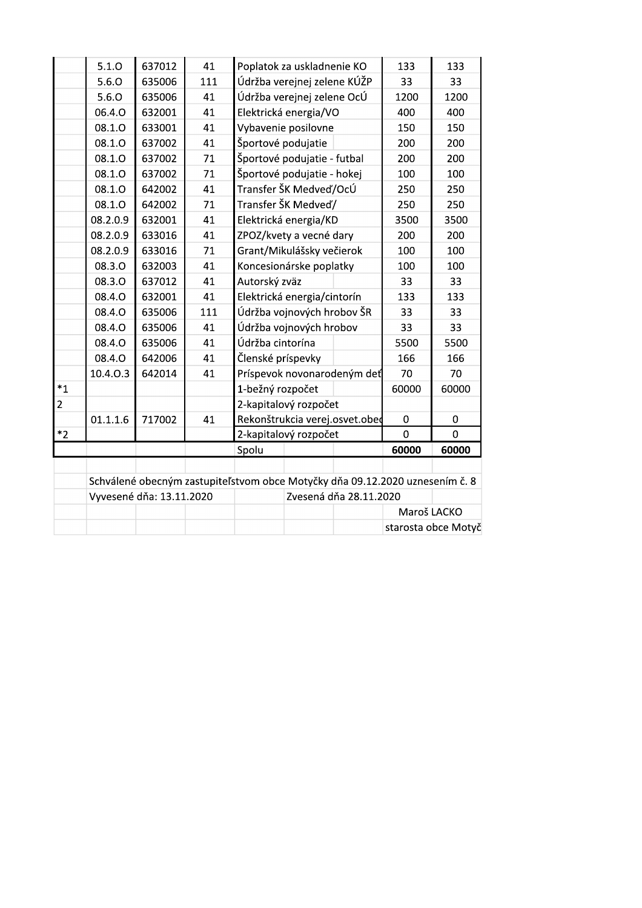| | | | | | | |
|---|---|---|---|---|---|---|
| | 5.1.O | 637012 | 41 | Poplatok za uskladnenie KO | 133 | 133 |
| | 5.6.O | 635006 | 111 | Údržba verejnej zelene KÚŽP | 33 | 33 |
| | 5.6.O | 635006 | 41 | Údržba verejnej zelene OcÚ | 1200 | 1200 |
| | 06.4.O | 632001 | 41 | Elektrická energia/VO | 400 | 400 |
| | 08.1.O | 633001 | 41 | Vybavenie posilovne | 150 | 150 |
| | 08.1.O | 637002 | 41 | Športové podujatie | 200 | 200 |
| | 08.1.O | 637002 | 71 | Športové podujatie - futbal | 200 | 200 |
| | 08.1.O | 637002 | 71 | Športové podujatie - hokej | 100 | 100 |
| | 08.1.O | 642002 | 41 | Transfer ŠK Medveď/OcÚ | 250 | 250 |
| | 08.1.O | 642002 | 71 | Transfer ŠK Medveď/ | 250 | 250 |
| | 08.2.0.9 | 632001 | 41 | Elektrická energia/KD | 3500 | 3500 |
| | 08.2.0.9 | 633016 | 41 | ZPOZ/kvety a vecné dary | 200 | 200 |
| | 08.2.0.9 | 633016 | 71 | Grant/Mikulášsky večierok | 100 | 100 |
| | 08.3.O | 632003 | 41 | Koncesionárske poplatky | 100 | 100 |
| | 08.3.O | 637012 | 41 | Autorský zväz | 33 | 33 |
| | 08.4.O | 632001 | 41 | Elektrická energia/cintorín | 133 | 133 |
| | 08.4.O | 635006 | 111 | Údržba vojnových hrobov ŠR | 33 | 33 |
| | 08.4.O | 635006 | 41 | Údržba vojnových hrobov | 33 | 33 |
| | 08.4.O | 635006 | 41 | Údržba cintorína | 5500 | 5500 |
| | 08.4.O | 642006 | 41 | Členské príspevky | 166 | 166 |
| | 10.4.O.3 | 642014 | 41 | Príspevok novonarodeným deť | 70 | 70 |
| *1 | | | | 1-bežný rozpočet | 60000 | 60000 |
| 2 | | | | 2-kapitalový rozpočet | | |
| | 01.1.1.6 | 717002 | 41 | Rekonštrukcia verej.osvet.obec | 0 | 0 |
| *2 | | | | 2-kapitalový rozpočet | 0 | 0 |
| | | | | Spolu | **60000** | **60000** |

Schválené obecným zastupiteľstvom obce Motyčky dňa 09.12.2020 uznesením č. 8

Vyvesené dňa: 13.11.2020 Zvesená dňa 28.11.2020

Maroš LACKO
starosta obce Motyč